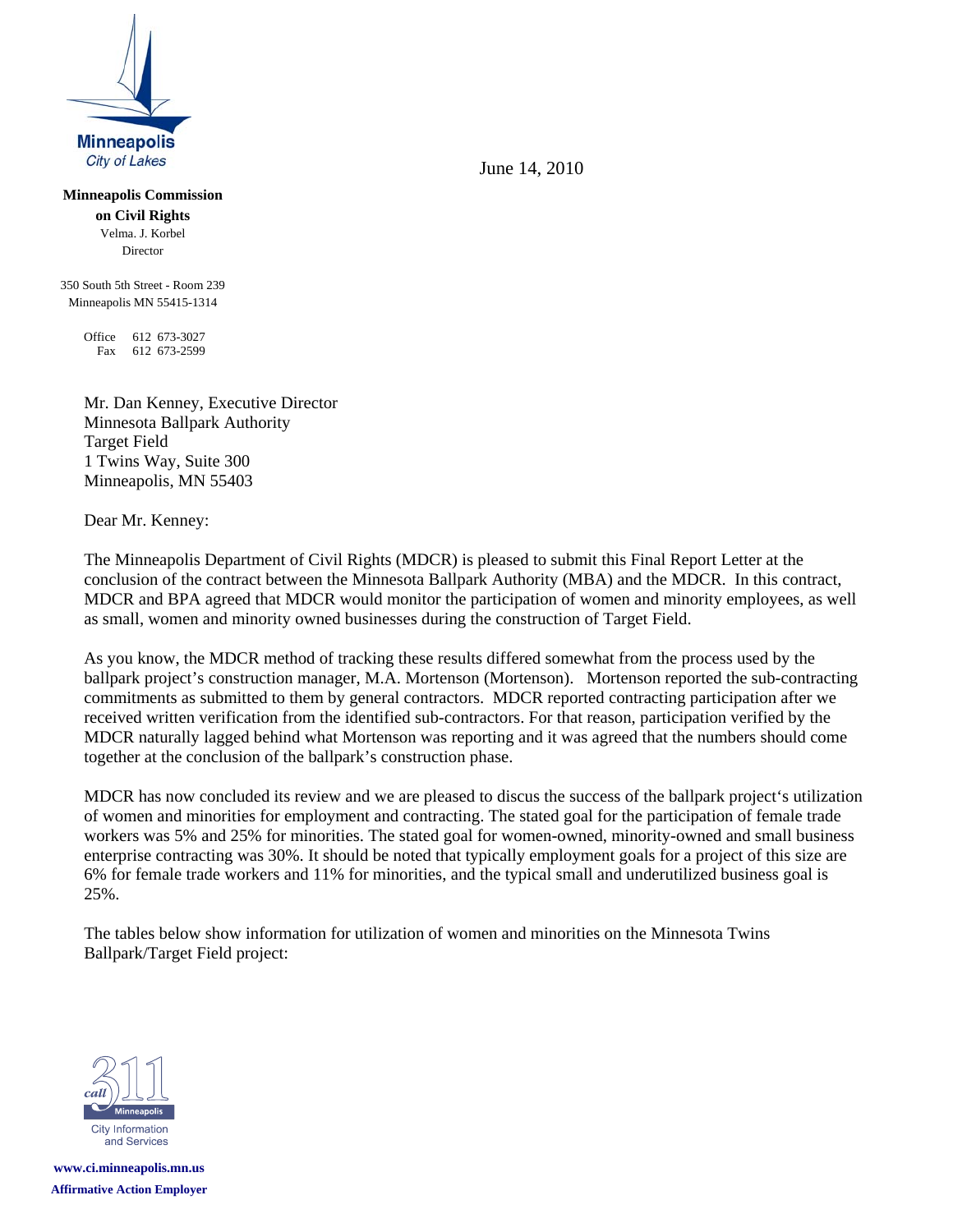Minneapolis
City of Lakes

**Minneapolis Commission on Civil Rights**
Velma. J. Korbel
Director

350 South 5th Street - Room 239
Minneapolis MN 55415-1314

Office 612 673-3027
Fax 612 673-2599

June 14, 2010

Mr. Dan Kenney, Executive Director
Minnesota Ballpark Authority
Target Field
1 Twins Way, Suite 300
Minneapolis, MN 55403

Dear Mr. Kenney:

The Minneapolis Department of Civil Rights (MDCR) is pleased to submit this Final Report Letter at the conclusion of the contract between the Minnesota Ballpark Authority (MBA) and the MDCR. In this contract, MDCR and BPA agreed that MDCR would monitor the participation of women and minority employees, as well as small, women and minority owned businesses during the construction of Target Field.

As you know, the MDCR method of tracking these results differed somewhat from the process used by the ballpark project's construction manager, M.A. Mortenson (Mortenson). Mortenson reported the sub-contracting commitments as submitted to them by general contractors. MDCR reported contracting participation after we received written verification from the identified sub-contractors. For that reason, participation verified by the MDCR naturally lagged behind what Mortenson was reporting and it was agreed that the numbers should come together at the conclusion of the ballpark's construction phase.

MDCR has now concluded its review and we are pleased to discus the success of the ballpark project's utilization of women and minorities for employment and contracting. The stated goal for the participation of female trade workers was 5% and 25% for minorities. The stated goal for women-owned, minority-owned and small business enterprise contracting was 30%. It should be noted that typically employment goals for a project of this size are 6% for female trade workers and 11% for minorities, and the typical small and underutilized business goal is 25%.

The tables below show information for utilization of women and minorities on the Minnesota Twins Ballpark/Target Field project:

call 311 Minneapolis
City Information and Services

www.ci.minneapolis.mn.us
**Affirmative Action Employer**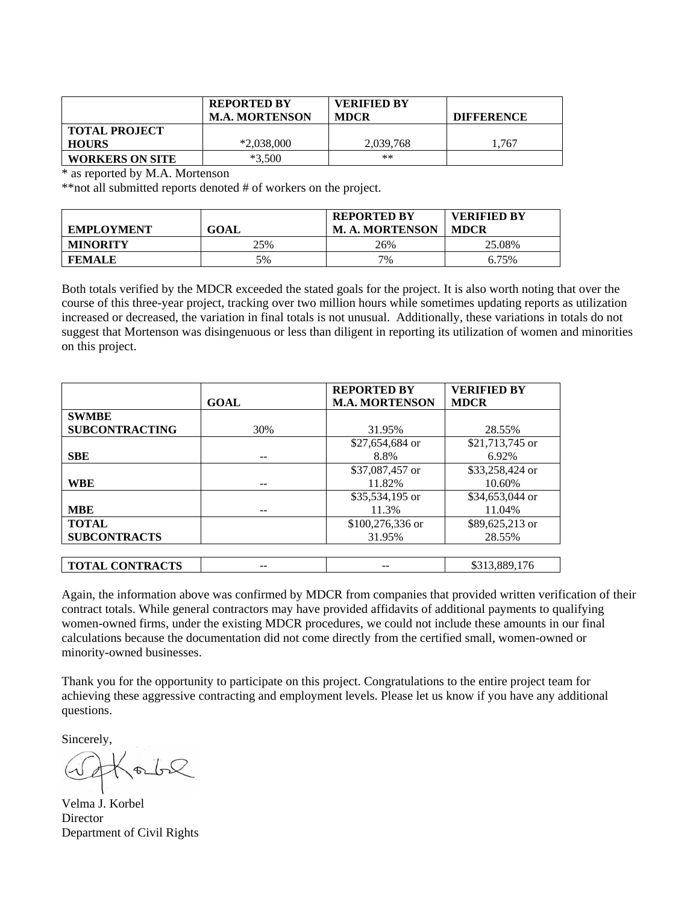| | REPORTED BY M.A. MORTENSON | VERIFIED BY MDCR | DIFFERENCE |
|---|---|---|---|
| **TOTAL PROJECT HOURS** | *2,038,000 | 2,039,768 | 1,767 |
| **WORKERS ON SITE** | *3,500 | ** | |

* as reported by M.A. Mortenson

**not all submitted reports denoted # of workers on the project.

| EMPLOYMENT | GOAL | REPORTED BY M. A. MORTENSON | VERIFIED BY MDCR |
|---|---|---|---|
| **MINORITY** | 25% | 26% | 25.08% |
| **FEMALE** | 5% | 7% | 6.75% |

Both totals verified by the MDCR exceeded the stated goals for the project. It is also worth noting that over the course of this three-year project, tracking over two million hours while sometimes updating reports as utilization increased or decreased, the variation in final totals is not unusual. Additionally, these variations in totals do not suggest that Mortenson was disingenuous or less than diligent in reporting its utilization of women and minorities on this project.

| | GOAL | REPORTED BY M.A. MORTENSON | VERIFIED BY MDCR |
|---|---|---|---|
| **SWMBE SUBCONTRACTING** | 30% | 31.95% | 28.55% |
| **SBE** | -- | $27,654,684 or 8.8% | $21,713,745 or 6.92% |
| **WBE** | -- | $37,087,457 or 11.82% | $33,258,424 or 10.60% |
| **MBE** | -- | $35,534,195 or 11.3% | $34,653,044 or 11.04% |
| **TOTAL SUBCONTRACTS** | | $100,276,336 or 31.95% | $89,625,213 or 28.55% |
| | | | |
| **TOTAL CONTRACTS** | -- | -- | $313,889,176 |

Again, the information above was confirmed by MDCR from companies that provided written verification of their contract totals. While general contractors may have provided affidavits of additional payments to qualifying women-owned firms, under the existing MDCR procedures, we could not include these amounts in our final calculations because the documentation did not come directly from the certified small, women-owned or minority-owned businesses.

Thank you for the opportunity to participate on this project. Congratulations to the entire project team for achieving these aggressive contracting and employment levels. Please let us know if you have any additional questions.

Sincerely,

Velma J. Korbel
Director
Department of Civil Rights